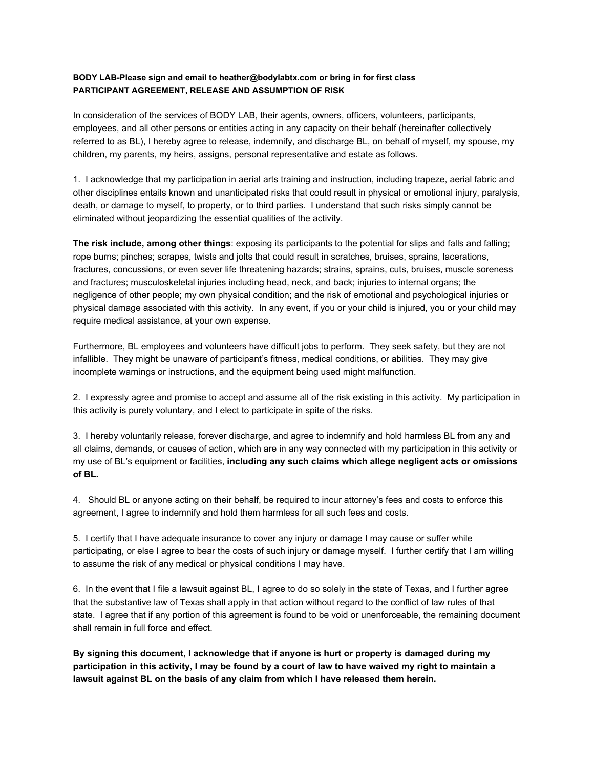**BODY LAB-Please sign and email to heather@bodylabtx.com or bring in for first class**
**PARTICIPANT AGREEMENT, RELEASE AND ASSUMPTION OF RISK**

In consideration of the services of BODY LAB, their agents, owners, officers, volunteers, participants, employees, and all other persons or entities acting in any capacity on their behalf (hereinafter collectively referred to as BL), I hereby agree to release, indemnify, and discharge BL, on behalf of myself, my spouse, my children, my parents, my heirs, assigns, personal representative and estate as follows.

1. I acknowledge that my participation in aerial arts training and instruction, including trapeze, aerial fabric and other disciplines entails known and unanticipated risks that could result in physical or emotional injury, paralysis, death, or damage to myself, to property, or to third parties. I understand that such risks simply cannot be eliminated without jeopardizing the essential qualities of the activity.

**The risk include, among other things**: exposing its participants to the potential for slips and falls and falling; rope burns; pinches; scrapes, twists and jolts that could result in scratches, bruises, sprains, lacerations, fractures, concussions, or even sever life threatening hazards; strains, sprains, cuts, bruises, muscle soreness and fractures; musculoskeletal injuries including head, neck, and back; injuries to internal organs; the negligence of other people; my own physical condition; and the risk of emotional and psychological injuries or physical damage associated with this activity. In any event, if you or your child is injured, you or your child may require medical assistance, at your own expense.

Furthermore, BL employees and volunteers have difficult jobs to perform. They seek safety, but they are not infallible. They might be unaware of participant's fitness, medical conditions, or abilities. They may give incomplete warnings or instructions, and the equipment being used might malfunction.

2. I expressly agree and promise to accept and assume all of the risk existing in this activity. My participation in this activity is purely voluntary, and I elect to participate in spite of the risks.

3. I hereby voluntarily release, forever discharge, and agree to indemnify and hold harmless BL from any and all claims, demands, or causes of action, which are in any way connected with my participation in this activity or my use of BL's equipment or facilities, **including any such claims which allege negligent acts or omissions of BL.**

4. Should BL or anyone acting on their behalf, be required to incur attorney's fees and costs to enforce this agreement, I agree to indemnify and hold them harmless for all such fees and costs.

5. I certify that I have adequate insurance to cover any injury or damage I may cause or suffer while participating, or else I agree to bear the costs of such injury or damage myself. I further certify that I am willing to assume the risk of any medical or physical conditions I may have.

6. In the event that I file a lawsuit against BL, I agree to do so solely in the state of Texas, and I further agree that the substantive law of Texas shall apply in that action without regard to the conflict of law rules of that state. I agree that if any portion of this agreement is found to be void or unenforceable, the remaining document shall remain in full force and effect.

**By signing this document, I acknowledge that if anyone is hurt or property is damaged during my participation in this activity, I may be found by a court of law to have waived my right to maintain a lawsuit against BL on the basis of any claim from which I have released them herein.**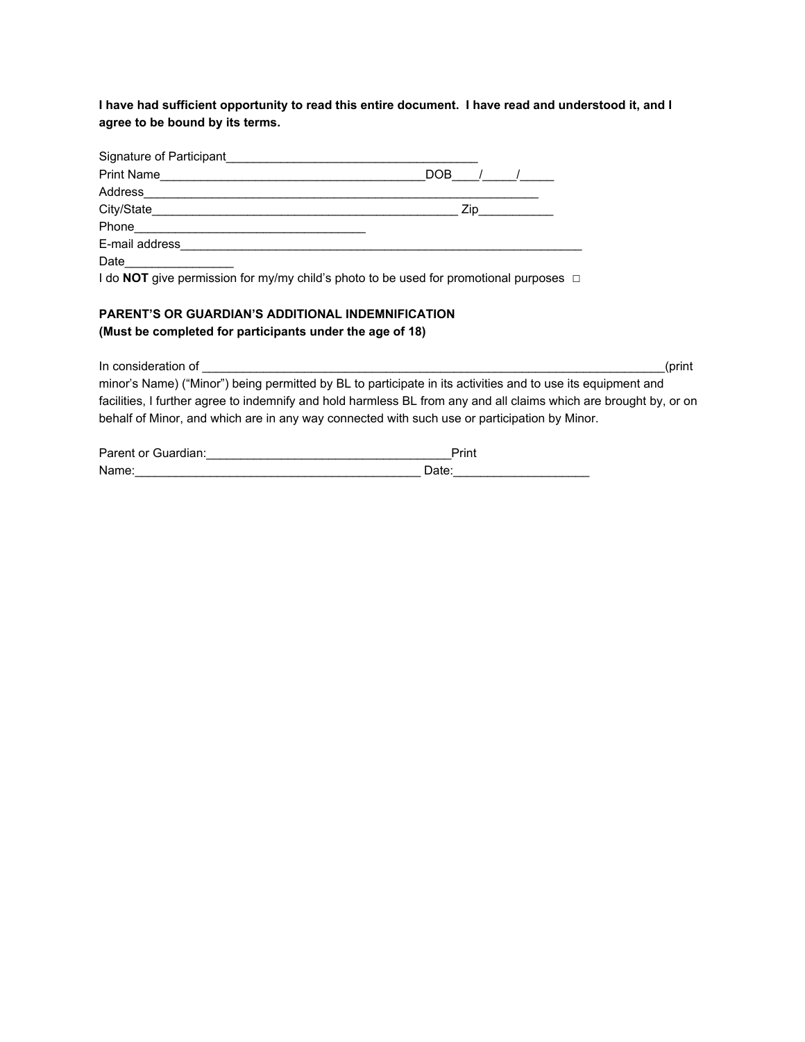**I have had sufficient opportunity to read this entire document. I have read and understood it, and I agree to be bound by its terms.**

Signature of Participant_____________________________________
Print Name_______________________________________DOB____/_____/_____
Address__________________________________________________________
City/State______________________________________________ Zip___________
Phone__________________________________
E-mail address______________________________________________________________
Date________________
I do **NOT** give permission for my/my child's photo to be used for promotional purposes □

**PARENT'S OR GUARDIAN'S ADDITIONAL INDEMNIFICATION**
**(Must be completed for participants under the age of 18)**

In consideration of __________________________________________________________________________(print minor's Name) ("Minor") being permitted by BL to participate in its activities and to use its equipment and facilities, I further agree to indemnify and hold harmless BL from any and all claims which are brought by, or on behalf of Minor, and which are in any way connected with such use or participation by Minor.

Parent or Guardian:___________________________________Print
Name:___________________________________________ Date:____________________